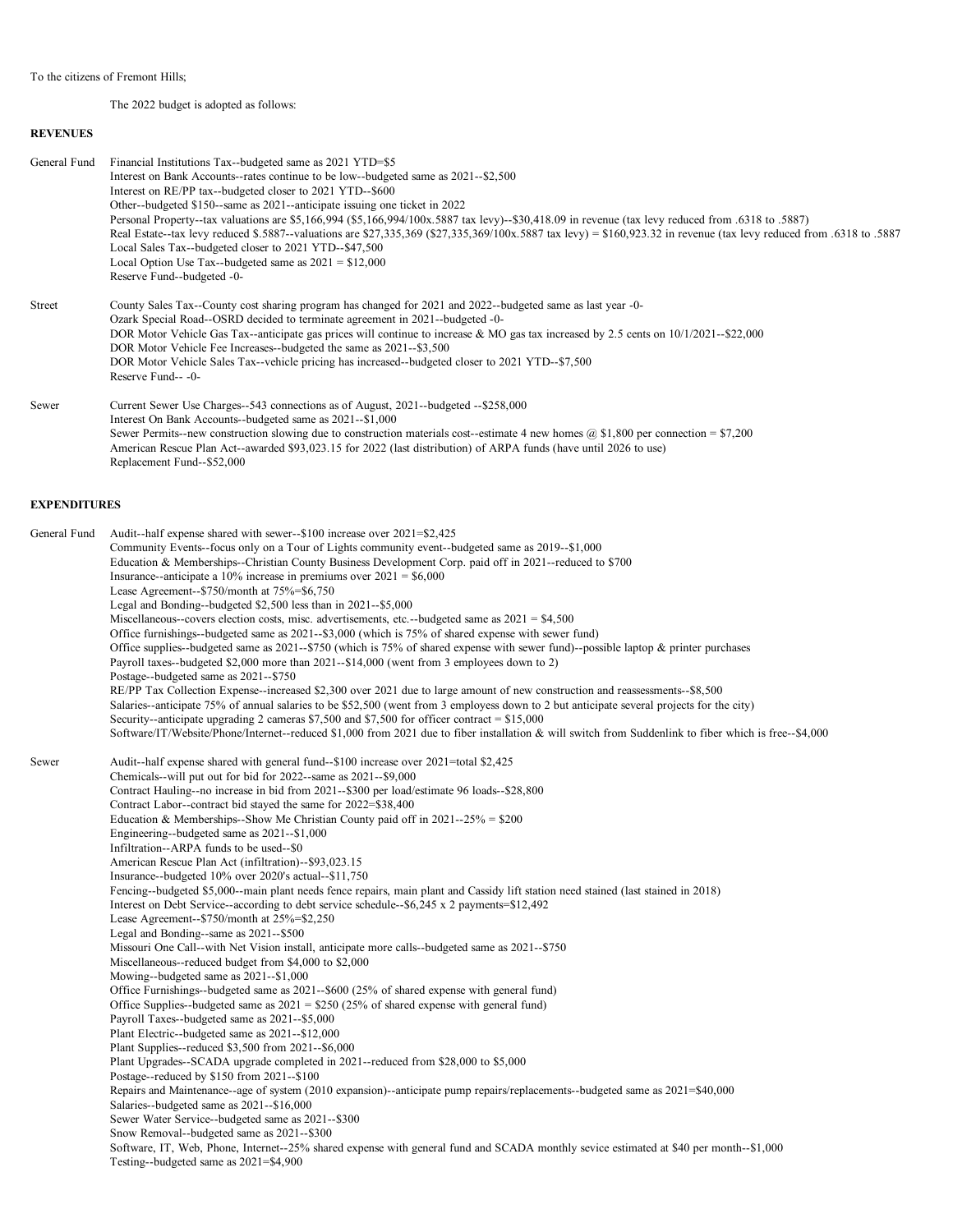To the citizens of Fremont Hills;

The 2022 budget is adopted as follows:

**REVENUES**

General Fund
- Financial Institutions Tax--budgeted same as 2021 YTD=$5
- Interest on Bank Accounts--rates continue to be low--budgeted same as 2021--$2,500
- Interest on RE/PP tax--budgeted closer to 2021 YTD--$600
- Other--budgeted $150--same as 2021--anticipate issuing one ticket in 2022
- Personal Property--tax valuations are $5,166,994 ($5,166,994/100x.5887 tax levy)--$30,418.09 in revenue (tax levy reduced from .6318 to .5887)
- Real Estate--tax levy reduced $.5887--valuations are $27,335,369 ($27,335,369/100x.5887 tax levy) = $160,923.32 in revenue (tax levy reduced from .6318 to .5887
- Local Sales Tax--budgeted closer to 2021 YTD--$47,500
- Local Option Use Tax--budgeted same as 2021 = $12,000
- Reserve Fund--budgeted -0-

Street
- County Sales Tax--County cost sharing program has changed for 2021 and 2022--budgeted same as last year -0-
- Ozark Special Road--OSRD decided to terminate agreement in 2021--budgeted -0-
- DOR Motor Vehicle Gas Tax--anticipate gas prices will continue to increase & MO gas tax increased by 2.5 cents on 10/1/2021--$22,000
- DOR Motor Vehicle Fee Increases--budgeted the same as 2021--$3,500
- DOR Motor Vehicle Sales Tax--vehicle pricing has increased--budgeted closer to 2021 YTD--$7,500
- Reserve Fund-- -0-

Sewer
- Current Sewer Use Charges--543 connections as of August, 2021--budgeted --$258,000
- Interest On Bank Accounts--budgeted same as 2021--$1,000
- Sewer Permits--new construction slowing due to construction materials cost--estimate 4 new homes @ $1,800 per connection = $7,200
- American Rescue Plan Act--awarded $93,023.15 for 2022 (last distribution) of ARPA funds (have until 2026 to use)
- Replacement Fund--$52,000

**EXPENDITURES**

General Fund
- Audit--half expense shared with sewer--$100 increase over 2021=$2,425
- Community Events--focus only on a Tour of Lights community event--budgeted same as 2019--$1,000
- Education & Memberships--Christian County Business Development Corp. paid off in 2021--reduced to $700
- Insurance--anticipate a 10% increase in premiums over 2021 = $6,000
- Lease Agreement--$750/month at 75%=$6,750
- Legal and Bonding--budgeted $2,500 less than in 2021--$5,000
- Miscellaneous--covers election costs, misc. advertisements, etc.--budgeted same as 2021 = $4,500
- Office furnishings--budgeted same as 2021--$3,000 (which is 75% of shared expense with sewer fund)
- Office supplies--budgeted same as 2021--$750 (which is 75% of shared expense with sewer fund)--possible laptop & printer purchases
- Payroll taxes--budgeted $2,000 more than 2021--$14,000 (went from 3 employees down to 2)
- Postage--budgeted same as 2021--$750
- RE/PP Tax Collection Expense--increased $2,300 over 2021 due to large amount of new construction and reassessments--$8,500
- Salaries--anticipate 75% of annual salaries to be $52,500 (went from 3 employess down to 2 but anticipate several projects for the city)
- Security--anticipate upgrading 2 cameras $7,500 and $7,500 for officer contract = $15,000
- Software/IT/Website/Phone/Internet--reduced $1,000 from 2021 due to fiber installation & will switch from Suddenlink to fiber which is free--$4,000

Sewer
- Audit--half expense shared with general fund--$100 increase over 2021=total $2,425
- Chemicals--will put out for bid for 2022--same as 2021--$9,000
- Contract Hauling--no increase in bid from 2021--$300 per load/estimate 96 loads--$28,800
- Contract Labor--contract bid stayed the same for 2022=$38,400
- Education & Memberships--Show Me Christian County paid off in 2021--25% = $200
- Engineering--budgeted same as 2021--$1,000
- Infiltration--ARPA funds to be used--$0
- American Rescue Plan Act (infiltration)--$93,023.15
- Insurance--budgeted 10% over 2020's actual--$11,750
- Fencing--budgeted $5,000--main plant needs fence repairs, main plant and Cassidy lift station need stained (last stained in 2018)
- Interest on Debt Service--according to debt service schedule--$6,245 x 2 payments=$12,492
- Lease Agreement--$750/month at 25%=$2,250
- Legal and Bonding--same as 2021--$500
- Missouri One Call--with Net Vision install, anticipate more calls--budgeted same as 2021--$750
- Miscellaneous--reduced budget from $4,000 to $2,000
- Mowing--budgeted same as 2021--$1,000
- Office Furnishings--budgeted same as 2021--$600 (25% of shared expense with general fund)
- Office Supplies--budgeted same as 2021 = $250 (25% of shared expense with general fund)
- Payroll Taxes--budgeted same as 2021--$5,000
- Plant Electric--budgeted same as 2021--$12,000
- Plant Supplies--reduced $3,500 from 2021--$6,000
- Plant Upgrades--SCADA upgrade completed in 2021--reduced from $28,000 to $5,000
- Postage--reduced by $150 from 2021--$100
- Repairs and Maintenance--age of system (2010 expansion)--anticipate pump repairs/replacements--budgeted same as 2021=$40,000
- Salaries--budgeted same as 2021--$16,000
- Sewer Water Service--budgeted same as 2021--$300
- Snow Removal--budgeted same as 2021--$300
- Software, IT, Web, Phone, Internet--25% shared expense with general fund and SCADA monthly sevice estimated at $40 per month--$1,000
- Testing--budgeted same as 2021=$4,900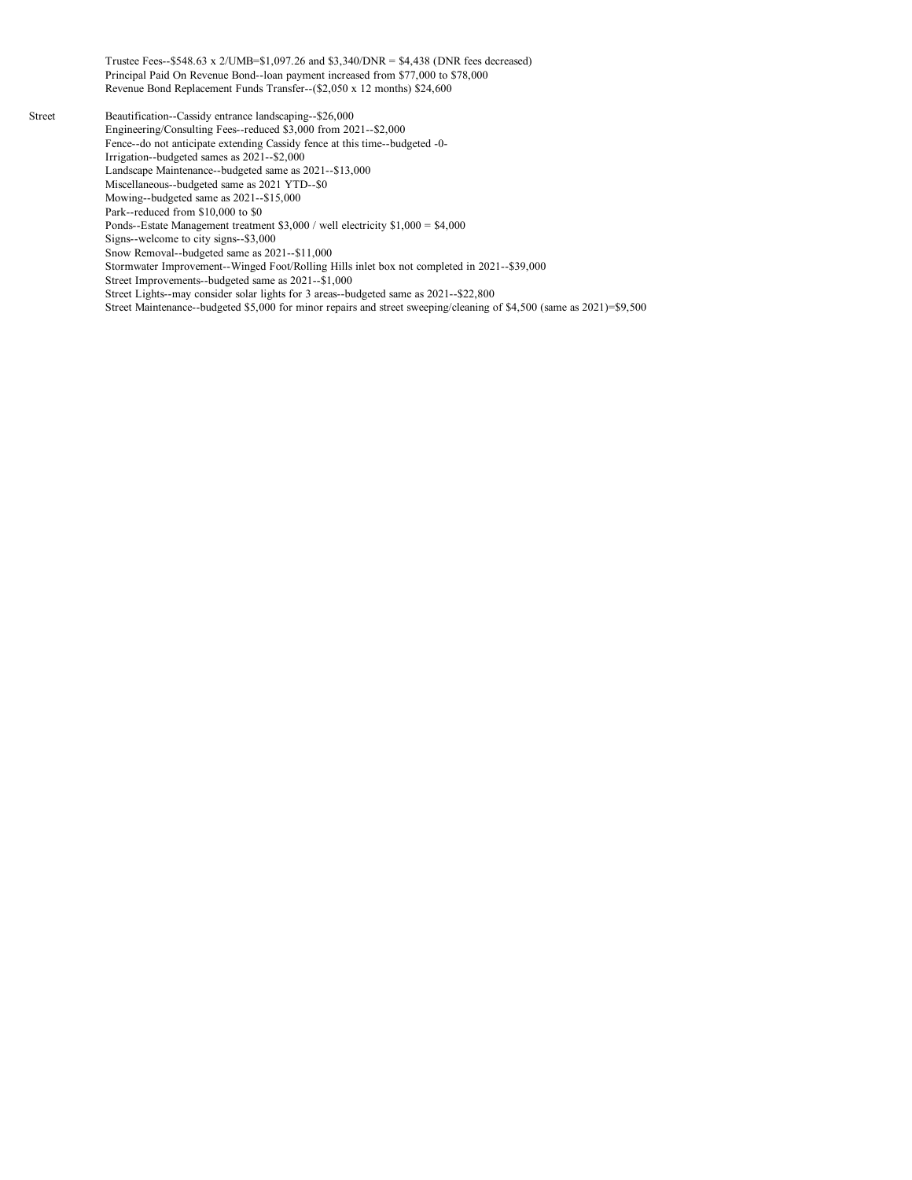Trustee Fees--$548.63 x 2/UMB=$1,097.26 and $3,340/DNR = $4,438 (DNR fees decreased)
Principal Paid On Revenue Bond--loan payment increased from $77,000 to $78,000
Revenue Bond Replacement Funds Transfer--($2,050 x 12 months) $24,600

Street

Beautification--Cassidy entrance landscaping--$26,000
Engineering/Consulting Fees--reduced $3,000 from 2021--$2,000
Fence--do not anticipate extending Cassidy fence at this time--budgeted -0-
Irrigation--budgeted sames as 2021--$2,000
Landscape Maintenance--budgeted same as 2021--$13,000
Miscellaneous--budgeted same as 2021 YTD--$0
Mowing--budgeted same as 2021--$15,000
Park--reduced from $10,000 to $0
Ponds--Estate Management treatment $3,000 / well electricity $1,000 = $4,000
Signs--welcome to city signs--$3,000
Snow Removal--budgeted same as 2021--$11,000
Stormwater Improvement--Winged Foot/Rolling Hills inlet box not completed in 2021--$39,000
Street Improvements--budgeted same as 2021--$1,000
Street Lights--may consider solar lights for 3 areas--budgeted same as 2021--$22,800
Street Maintenance--budgeted $5,000 for minor repairs and street sweeping/cleaning of $4,500 (same as 2021)=$9,500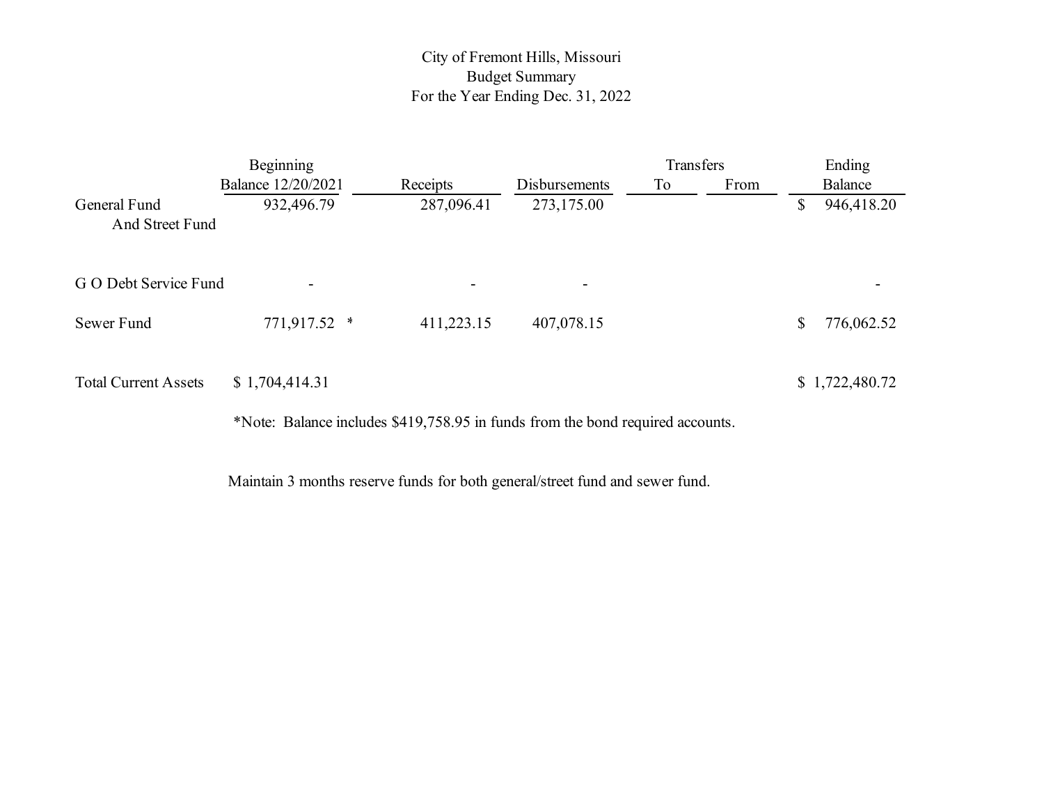# City of Fremont Hills, Missouri
## Budget Summary
### For the Year Ending Dec. 31, 2022

| | Beginning Balance 12/20/2021 | Receipts | Disbursements | Transfers To | Transfers From | Ending Balance |
|---|---|---|---|---|---|---|
| General Fund And Street Fund | 932,496.79 | 287,096.41 | 273,175.00 | | | $ 946,418.20 |
| G O Debt Service Fund | - | - | - | | | - |
| Sewer Fund | 771,917.52 * | 411,223.15 | 407,078.15 | | | $ 776,062.52 |
| Total Current Assets | $ 1,704,414.31 | | | | | $ 1,722,480.72 |

*Note: Balance includes $419,758.95 in funds from the bond required accounts.

Maintain 3 months reserve funds for both general/street fund and sewer fund.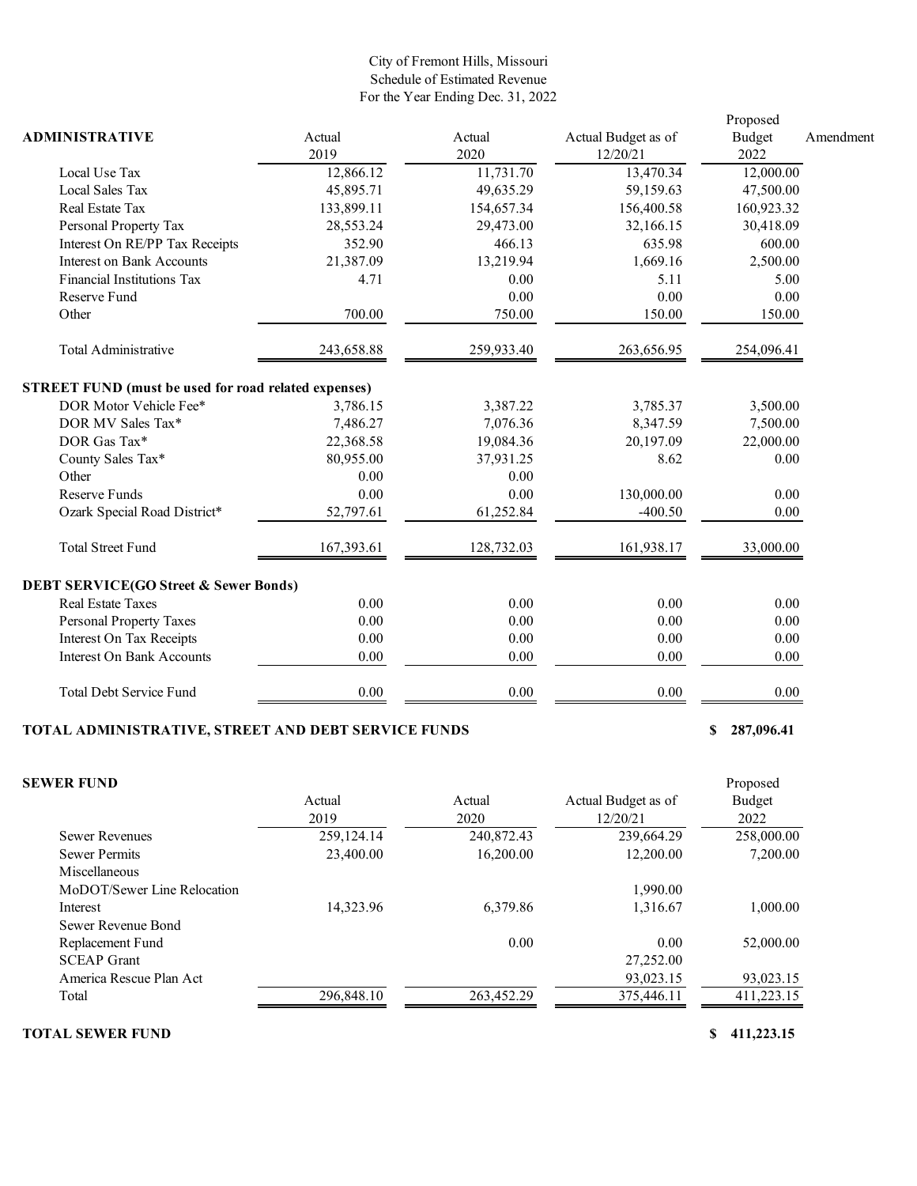City of Fremont Hills, Missouri
Schedule of Estimated Revenue
For the Year Ending Dec. 31, 2022

| ADMINISTRATIVE | Actual 2019 | Actual 2020 | Actual Budget as of 12/20/21 | Proposed Budget 2022 | Amendment |
|---|---|---|---|---|---|
| Local Use Tax | 12,866.12 | 11,731.70 | 13,470.34 | 12,000.00 | |
| Local Sales Tax | 45,895.71 | 49,635.29 | 59,159.63 | 47,500.00 | |
| Real Estate Tax | 133,899.11 | 154,657.34 | 156,400.58 | 160,923.32 | |
| Personal Property Tax | 28,553.24 | 29,473.00 | 32,166.15 | 30,418.09 | |
| Interest On RE/PP Tax Receipts | 352.90 | 466.13 | 635.98 | 600.00 | |
| Interest on Bank Accounts | 21,387.09 | 13,219.94 | 1,669.16 | 2,500.00 | |
| Financial Institutions Tax | 4.71 | 0.00 | 5.11 | 5.00 | |
| Reserve Fund | | 0.00 | 0.00 | 0.00 | |
| Other | 700.00 | 750.00 | 150.00 | 150.00 | |
| Total Administrative | 243,658.88 | 259,933.40 | 263,656.95 | 254,096.41 | |

| STREET FUND (must be used for road related expenses) | Actual 2019 | Actual 2020 | Actual Budget as of 12/20/21 | Proposed Budget 2022 |
|---|---|---|---|---|
| DOR Motor Vehicle Fee* | 3,786.15 | 3,387.22 | 3,785.37 | 3,500.00 |
| DOR MV Sales Tax* | 7,486.27 | 7,076.36 | 8,347.59 | 7,500.00 |
| DOR Gas Tax* | 22,368.58 | 19,084.36 | 20,197.09 | 22,000.00 |
| County Sales Tax* | 80,955.00 | 37,931.25 | 8.62 | 0.00 |
| Other | 0.00 | 0.00 | | |
| Reserve Funds | 0.00 | 0.00 | 130,000.00 | 0.00 |
| Ozark Special Road District* | 52,797.61 | 61,252.84 | -400.50 | 0.00 |
| Total Street Fund | 167,393.61 | 128,732.03 | 161,938.17 | 33,000.00 |

| DEBT SERVICE(GO Street & Sewer Bonds) | Actual 2019 | Actual 2020 | Actual Budget as of 12/20/21 | Proposed Budget 2022 |
|---|---|---|---|---|
| Real Estate Taxes | 0.00 | 0.00 | 0.00 | 0.00 |
| Personal Property Taxes | 0.00 | 0.00 | 0.00 | 0.00 |
| Interest On Tax Receipts | 0.00 | 0.00 | 0.00 | 0.00 |
| Interest On Bank Accounts | 0.00 | 0.00 | 0.00 | 0.00 |
| Total Debt Service Fund | 0.00 | 0.00 | 0.00 | 0.00 |

**TOTAL ADMINISTRATIVE, STREET AND DEBT SERVICE FUNDS** **$ 287,096.41**

| SEWER FUND | Actual 2019 | Actual 2020 | Actual Budget as of 12/20/21 | Proposed Budget 2022 |
|---|---|---|---|---|
| Sewer Revenues | 259,124.14 | 240,872.43 | 239,664.29 | 258,000.00 |
| Sewer Permits | 23,400.00 | 16,200.00 | 12,200.00 | 7,200.00 |
| Miscellaneous | | | | |
| MoDOT/Sewer Line Relocation | | | 1,990.00 | |
| Interest | 14,323.96 | 6,379.86 | 1,316.67 | 1,000.00 |
| Sewer Revenue Bond | | | | |
| Replacement Fund | | 0.00 | 0.00 | 52,000.00 |
| SCEAP Grant | | | 27,252.00 | |
| America Rescue Plan Act | | | 93,023.15 | 93,023.15 |
| Total | 296,848.10 | 263,452.29 | 375,446.11 | 411,223.15 |

**TOTAL SEWER FUND** **$ 411,223.15**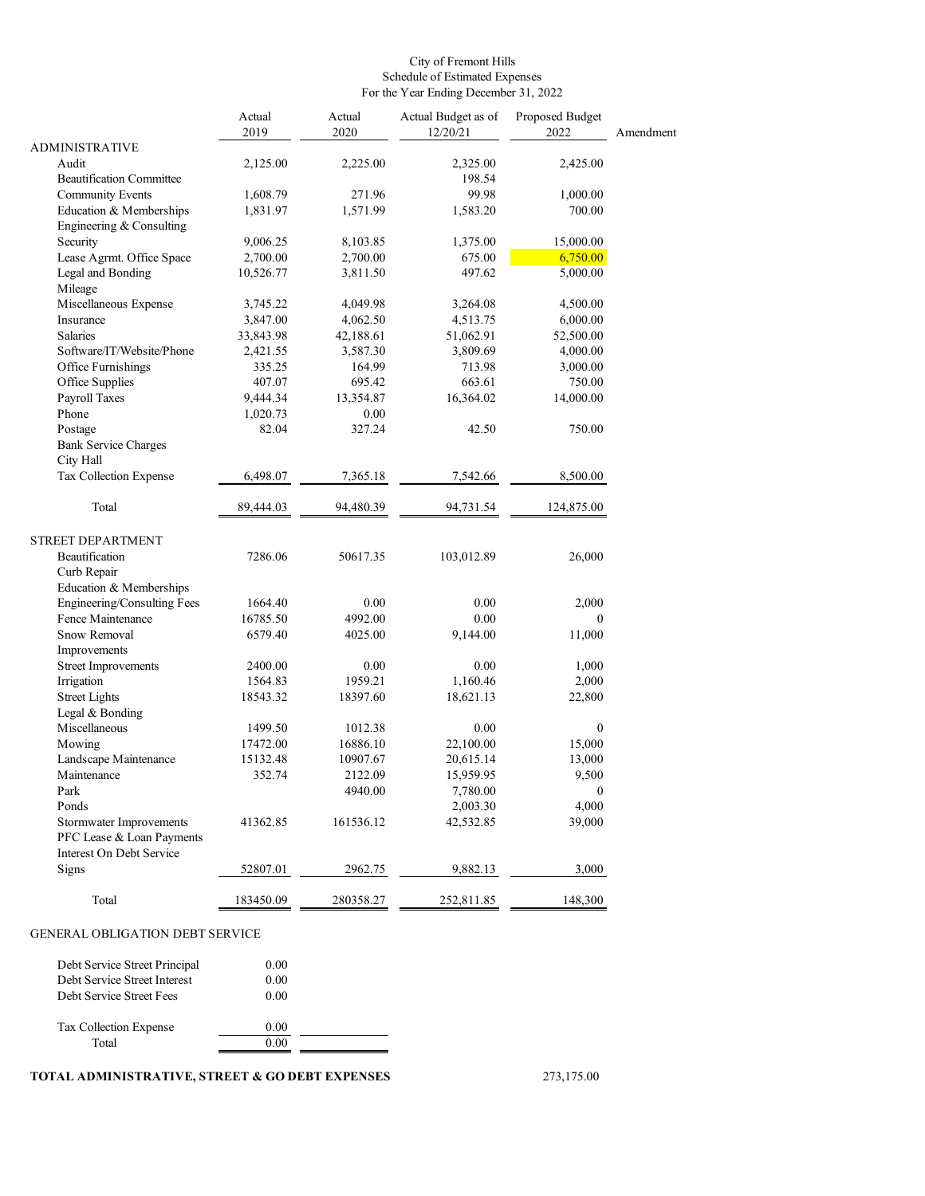City of Fremont Hills
Schedule of Estimated Expenses
For the Year Ending December 31, 2022

| | Actual 2019 | Actual 2020 | Actual Budget as of 12/20/21 | Proposed Budget 2022 | Amendment |
|---|---|---|---|---|---|
| **ADMINISTRATIVE** | | | | | |
| Audit | 2,125.00 | 2,225.00 | 2,325.00 | 2,425.00 | |
| Beautification Committee | | | 198.54 | | |
| Community Events | 1,608.79 | 271.96 | 99.98 | 1,000.00 | |
| Education & Memberships | 1,831.97 | 1,571.99 | 1,583.20 | 700.00 | |
| Engineering & Consulting | | | | | |
| Security | 9,006.25 | 8,103.85 | 1,375.00 | 15,000.00 | |
| Lease Agrgmt. Office Space | 2,700.00 | 2,700.00 | 675.00 | 6,750.00 | |
| Legal and Bonding | 10,526.77 | 3,811.50 | 497.62 | 5,000.00 | |
| Mileage | | | | | |
| Miscellaneous Expense | 3,745.22 | 4,049.98 | 3,264.08 | 4,500.00 | |
| Insurance | 3,847.00 | 4,062.50 | 4,513.75 | 6,000.00 | |
| Salaries | 33,843.98 | 42,188.61 | 51,062.91 | 52,500.00 | |
| Software/IT/Website/Phone | 2,421.55 | 3,587.30 | 3,809.69 | 4,000.00 | |
| Office Furnishings | 335.25 | 164.99 | 713.98 | 3,000.00 | |
| Office Supplies | 407.07 | 695.42 | 663.61 | 750.00 | |
| Payroll Taxes | 9,444.34 | 13,354.87 | 16,364.02 | 14,000.00 | |
| Phone | 1,020.73 | 0.00 | | | |
| Postage | 82.04 | 327.24 | 42.50 | 750.00 | |
| Bank Service Charges | | | | | |
| City Hall | | | | | |
| Tax Collection Expense | 6,498.07 | 7,365.18 | 7,542.66 | 8,500.00 | |
| Total | 89,444.03 | 94,480.39 | 94,731.54 | 124,875.00 | |
| **STREET DEPARTMENT** | | | | | |
| Beautification | 7286.06 | 50617.35 | 103,012.89 | 26,000 | |
| Curb Repair | | | | | |
| Education & Memberships | | | | | |
| Engineering/Consulting Fees | 1664.40 | 0.00 | 0.00 | 2,000 | |
| Fence Maintenance | 16785.50 | 4992.00 | 0.00 | 0 | |
| Snow Removal | 6579.40 | 4025.00 | 9,144.00 | 11,000 | |
| Improvements | | | | | |
| Street Improvements | 2400.00 | 0.00 | 0.00 | 1,000 | |
| Irrigation | 1564.83 | 1959.21 | 1,160.46 | 2,000 | |
| Street Lights | 18543.32 | 18397.60 | 18,621.13 | 22,800 | |
| Legal & Bonding | | | | | |
| Miscellaneous | 1499.50 | 1012.38 | 0.00 | 0 | |
| Mowing | 17472.00 | 16886.10 | 22,100.00 | 15,000 | |
| Landscape Maintenance | 15132.48 | 10907.67 | 20,615.14 | 13,000 | |
| Maintenance | 352.74 | 2122.09 | 15,959.95 | 9,500 | |
| Park | | 4940.00 | 7,780.00 | 0 | |
| Ponds | | | 2,003.30 | 4,000 | |
| Stormwater Improvements | 41362.85 | 161536.12 | 42,532.85 | 39,000 | |
| PFC Lease & Loan Payments | | | | | |
| Interest On Debt Service | | | | | |
| Signs | 52807.01 | 2962.75 | 9,882.13 | 3,000 | |
| Total | 183450.09 | 280358.27 | 252,811.85 | 148,300 | |
| **GENERAL OBLIGATION DEBT SERVICE** | | | | | |
| Debt Service Street Principal | 0.00 | | | | |
| Debt Service Street Interest | 0.00 | | | | |
| Debt Service Street Fees | 0.00 | | | | |
| Tax Collection Expense | 0.00 | | | | |
| Total | 0.00 | | | | |

**TOTAL ADMINISTRATIVE, STREET & GO DEBT EXPENSES** 273,175.00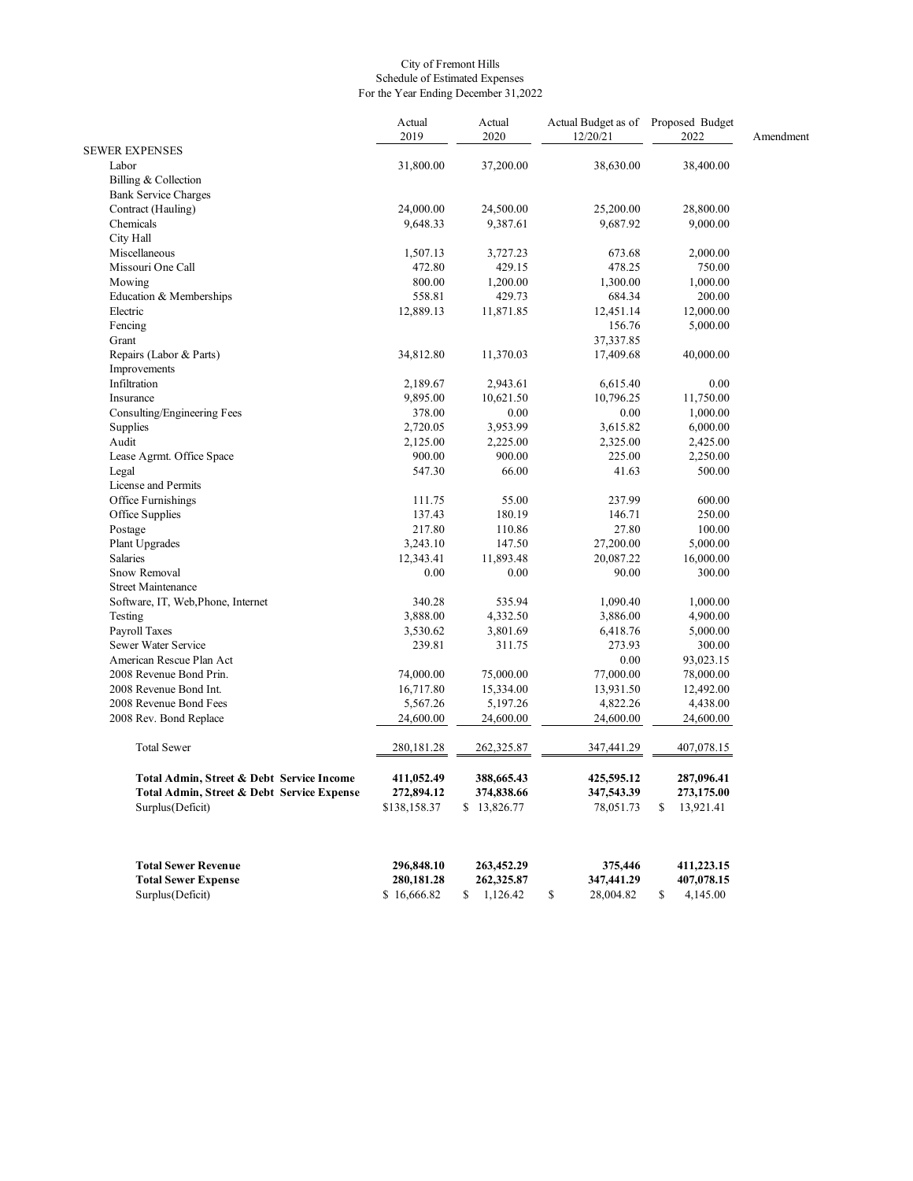City of Fremont Hills
Schedule of Estimated Expenses
For the Year Ending December 31,2022

| | Actual 2019 | Actual 2020 | Actual Budget as of 12/20/21 | Proposed Budget 2022 | Amendment |
|---|---|---|---|---|---|
| SEWER EXPENSES | | | | | |
| Labor | 31,800.00 | 37,200.00 | 38,630.00 | 38,400.00 | |
| Billing & Collection | | | | | |
| Bank Service Charges | | | | | |
| Contract (Hauling) | 24,000.00 | 24,500.00 | 25,200.00 | 28,800.00 | |
| Chemicals | 9,648.33 | 9,387.61 | 9,687.92 | 9,000.00 | |
| City Hall | | | | | |
| Miscellaneous | 1,507.13 | 3,727.23 | 673.68 | 2,000.00 | |
| Missouri One Call | 472.80 | 429.15 | 478.25 | 750.00 | |
| Mowing | 800.00 | 1,200.00 | 1,300.00 | 1,000.00 | |
| Education & Memberships | 558.81 | 429.73 | 684.34 | 200.00 | |
| Electric | 12,889.13 | 11,871.85 | 12,451.14 | 12,000.00 | |
| Fencing | | | 156.76 | 5,000.00 | |
| Grant | | | 37,337.85 | | |
| Repairs (Labor & Parts) | 34,812.80 | 11,370.03 | 17,409.68 | 40,000.00 | |
| Improvements | | | | | |
| Infiltration | 2,189.67 | 2,943.61 | 6,615.40 | 0.00 | |
| Insurance | 9,895.00 | 10,621.50 | 10,796.25 | 11,750.00 | |
| Consulting/Engineering Fees | 378.00 | 0.00 | 0.00 | 1,000.00 | |
| Supplies | 2,720.05 | 3,953.99 | 3,615.82 | 6,000.00 | |
| Audit | 2,125.00 | 2,225.00 | 2,325.00 | 2,425.00 | |
| Lease Agrmt. Office Space | 900.00 | 900.00 | 225.00 | 2,250.00 | |
| Legal | 547.30 | 66.00 | 41.63 | 500.00 | |
| License and Permits | | | | | |
| Office Furnishings | 111.75 | 55.00 | 237.99 | 600.00 | |
| Office Supplies | 137.43 | 180.19 | 146.71 | 250.00 | |
| Postage | 217.80 | 110.86 | 27.80 | 100.00 | |
| Plant Upgrades | 3,243.10 | 147.50 | 27,200.00 | 5,000.00 | |
| Salaries | 12,343.41 | 11,893.48 | 20,087.22 | 16,000.00 | |
| Snow Removal | 0.00 | 0.00 | 90.00 | 300.00 | |
| Street Maintenance | | | | | |
| Software, IT, Web,Phone, Internet | 340.28 | 535.94 | 1,090.40 | 1,000.00 | |
| Testing | 3,888.00 | 4,332.50 | 3,886.00 | 4,900.00 | |
| Payroll Taxes | 3,530.62 | 3,801.69 | 6,418.76 | 5,000.00 | |
| Sewer Water Service | 239.81 | 311.75 | 273.93 | 300.00 | |
| American Rescue Plan Act | | | 0.00 | 93,023.15 | |
| 2008 Revenue Bond Prin. | 74,000.00 | 75,000.00 | 77,000.00 | 78,000.00 | |
| 2008 Revenue Bond Int. | 16,717.80 | 15,334.00 | 13,931.50 | 12,492.00 | |
| 2008 Revenue Bond Fees | 5,567.26 | 5,197.26 | 4,822.26 | 4,438.00 | |
| 2008 Rev. Bond Replace | 24,600.00 | 24,600.00 | 24,600.00 | 24,600.00 | |
| Total Sewer | 280,181.28 | 262,325.87 | 347,441.29 | 407,078.15 | |
| **Total Admin, Street & Debt Service Income** | **411,052.49** | **388,665.43** | **425,595.12** | **287,096.41** | |
| **Total Admin, Street & Debt Service Expense** | **272,894.12** | **374,838.66** | **347,543.39** | **273,175.00** | |
| Surplus(Deficit) | $138,158.37 | $ 13,826.77 | 78,051.73 | $ 13,921.41 | |
| **Total Sewer Revenue** | **296,848.10** | **263,452.29** | **375,446** | **411,223.15** | |
| **Total Sewer Expense** | **280,181.28** | **262,325.87** | **347,441.29** | **407,078.15** | |
| Surplus(Deficit) | $ 16,666.82 | $ 1,126.42 | $ 28,004.82 | $ 4,145.00 | |